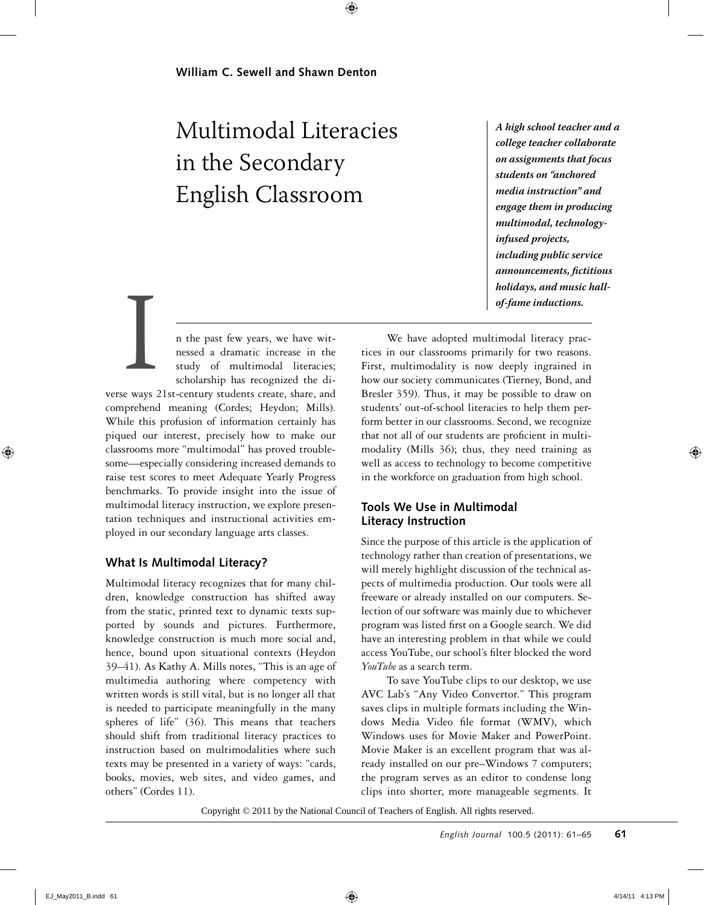**William C. Sewell and Shawn Denton**

# Multimodal Literacies in the Secondary English Classroom

***A high school teacher and a college teacher collaborate on assignments that focus students on "anchored media instruction" and engage them in producing multimodal, technology-infused projects, including public service announcements, fictitious holidays, and music hall-of-fame inductions.***

In the past few years, we have witnessed a dramatic increase in the study of multimodal literacies; scholarship has recognized the diverse ways 21st-century students create, share, and comprehend meaning (Cordes; Heydon; Mills). While this profusion of information certainly has piqued our interest, precisely how to make our classrooms more "multimodal" has proved troublesome—especially considering increased demands to raise test scores to meet Adequate Yearly Progress benchmarks. To provide insight into the issue of multimodal literacy instruction, we explore presentation techniques and instructional activities employed in our secondary language arts classes.

## What Is Multimodal Literacy?

Multimodal literacy recognizes that for many children, knowledge construction has shifted away from the static, printed text to dynamic texts supported by sounds and pictures. Furthermore, knowledge construction is much more social and, hence, bound upon situational contexts (Heydon 39–41). As Kathy A. Mills notes, "This is an age of multimedia authoring where competency with written words is still vital, but is no longer all that is needed to participate meaningfully in the many spheres of life" (36). This means that teachers should shift from traditional literacy practices to instruction based on multimodalities where such texts may be presented in a variety of ways: "cards, books, movies, web sites, and video games, and others" (Cordes 11).

We have adopted multimodal literacy practices in our classrooms primarily for two reasons. First, multimodality is now deeply ingrained in how our society communicates (Tierney, Bond, and Bresler 359). Thus, it may be possible to draw on students' out-of-school literacies to help them perform better in our classrooms. Second, we recognize that not all of our students are proficient in multimodality (Mills 36); thus, they need training as well as access to technology to become competitive in the workforce on graduation from high school.

## Tools We Use in Multimodal Literacy Instruction

Since the purpose of this article is the application of technology rather than creation of presentations, we will merely highlight discussion of the technical aspects of multimedia production. Our tools were all freeware or already installed on our computers. Selection of our software was mainly due to whichever program was listed first on a Google search. We did have an interesting problem in that while we could access YouTube, our school's filter blocked the word *YouTube* as a search term.

To save YouTube clips to our desktop, we use AVC Lab's "Any Video Convertor." This program saves clips in multiple formats including the Windows Media Video file format (WMV), which Windows uses for Movie Maker and PowerPoint. Movie Maker is an excellent program that was already installed on our pre–Windows 7 computers; the program serves as an editor to condense long clips into shorter, more manageable segments. It

Copyright © 2011 by the National Council of Teachers of English. All rights reserved.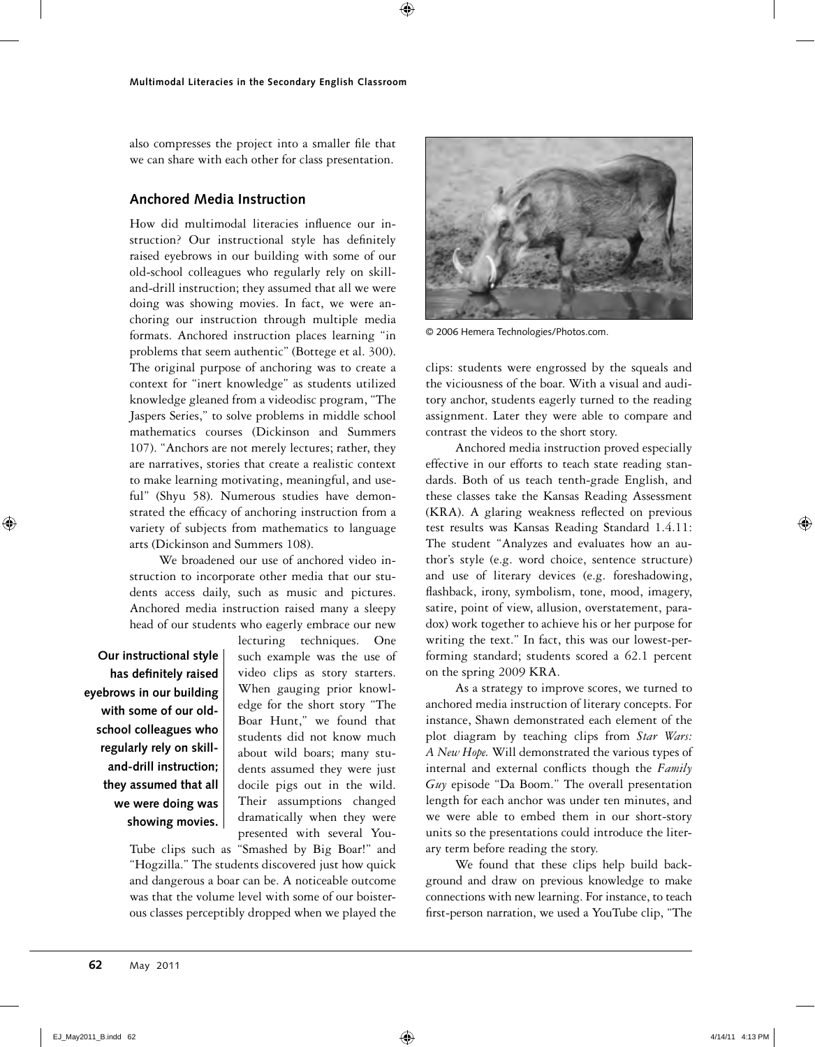also compresses the project into a smaller file that we can share with each other for class presentation.

## Anchored Media Instruction

How did multimodal literacies influence our instruction? Our instructional style has definitely raised eyebrows in our building with some of our old-school colleagues who regularly rely on skill-and-drill instruction; they assumed that all we were doing was showing movies. In fact, we were anchoring our instruction through multiple media formats. Anchored instruction places learning "in problems that seem authentic" (Bottege et al. 300). The original purpose of anchoring was to create a context for "inert knowledge" as students utilized knowledge gleaned from a videodisc program, "The Jaspers Series," to solve problems in middle school mathematics courses (Dickinson and Summers 107). "Anchors are not merely lectures; rather, they are narratives, stories that create a realistic context to make learning motivating, meaningful, and useful" (Shyu 58). Numerous studies have demonstrated the efficacy of anchoring instruction from a variety of subjects from mathematics to language arts (Dickinson and Summers 108).

We broadened our use of anchored video instruction to incorporate other media that our students access daily, such as music and pictures. Anchored media instruction raised many a sleepy head of our students who eagerly embrace our new lecturing techniques. One such example was the use of video clips as story starters. When gauging prior knowledge for the short story "The Boar Hunt," we found that students did not know much about wild boars; many students assumed they were just docile pigs out in the wild. Their assumptions changed dramatically when they were presented with several YouTube clips such as "Smashed by Big Boar!" and "Hogzilla." The students discovered just how quick and dangerous a boar can be. A noticeable outcome was that the volume level with some of our boisterous classes perceptibly dropped when we played the clips: students were engrossed by the squeals and the viciousness of the boar. With a visual and auditory anchor, students eagerly turned to the reading assignment. Later they were able to compare and contrast the videos to the short story.

**Our instructional style has definitely raised eyebrows in our building with some of our old-school colleagues who regularly rely on skill-and-drill instruction; they assumed that all we were doing was showing movies.**

© 2006 Hemera Technologies/Photos.com.

Anchored media instruction proved especially effective in our efforts to teach state reading standards. Both of us teach tenth-grade English, and these classes take the Kansas Reading Assessment (KRA). A glaring weakness reflected on previous test results was Kansas Reading Standard 1.4.11: The student "Analyzes and evaluates how an author's style (e.g. word choice, sentence structure) and use of literary devices (e.g. foreshadowing, flashback, irony, symbolism, tone, mood, imagery, satire, point of view, allusion, overstatement, paradox) work together to achieve his or her purpose for writing the text." In fact, this was our lowest-performing standard; students scored a 62.1 percent on the spring 2009 KRA.

As a strategy to improve scores, we turned to anchored media instruction of literary concepts. For instance, Shawn demonstrated each element of the plot diagram by teaching clips from *Star Wars: A New Hope.* Will demonstrated the various types of internal and external conflicts though the *Family Guy* episode "Da Boom." The overall presentation length for each anchor was under ten minutes, and we were able to embed them in our short-story units so the presentations could introduce the literary term before reading the story.

We found that these clips help build background and draw on previous knowledge to make connections with new learning. For instance, to teach first-person narration, we used a YouTube clip, "The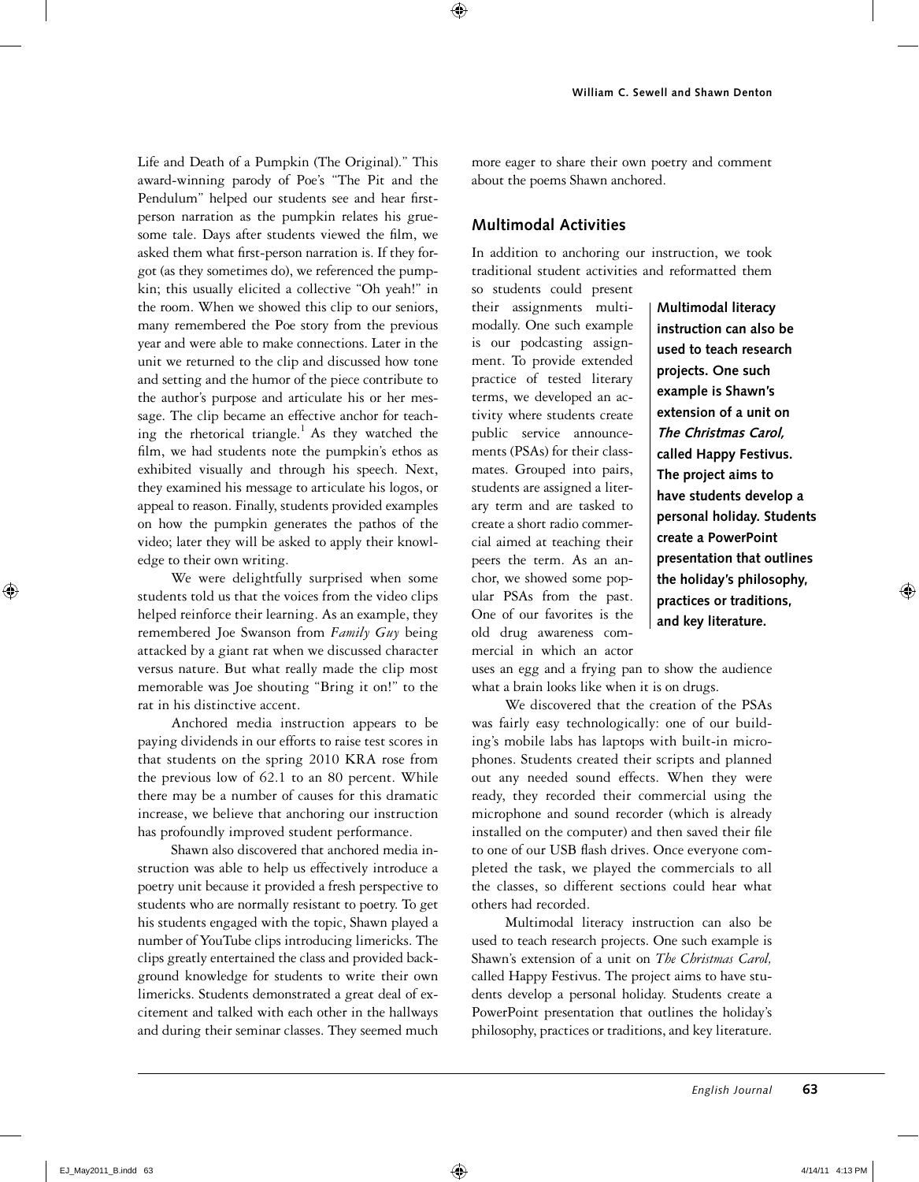Life and Death of a Pumpkin (The Original)." This award-winning parody of Poe's "The Pit and the Pendulum" helped our students see and hear first-person narration as the pumpkin relates his gruesome tale. Days after students viewed the film, we asked them what first-person narration is. If they forgot (as they sometimes do), we referenced the pumpkin; this usually elicited a collective "Oh yeah!" in the room. When we showed this clip to our seniors, many remembered the Poe story from the previous year and were able to make connections. Later in the unit we returned to the clip and discussed how tone and setting and the humor of the piece contribute to the author's purpose and articulate his or her message. The clip became an effective anchor for teaching the rhetorical triangle.[1] As they watched the film, we had students note the pumpkin's ethos as exhibited visually and through his speech. Next, they examined his message to articulate his logos, or appeal to reason. Finally, students provided examples on how the pumpkin generates the pathos of the video; later they will be asked to apply their knowledge to their own writing.

We were delightfully surprised when some students told us that the voices from the video clips helped reinforce their learning. As an example, they remembered Joe Swanson from *Family Guy* being attacked by a giant rat when we discussed character versus nature. But what really made the clip most memorable was Joe shouting "Bring it on!" to the rat in his distinctive accent.

Anchored media instruction appears to be paying dividends in our efforts to raise test scores in that students on the spring 2010 KRA rose from the previous low of 62.1 to an 80 percent. While there may be a number of causes for this dramatic increase, we believe that anchoring our instruction has profoundly improved student performance.

Shawn also discovered that anchored media instruction was able to help us effectively introduce a poetry unit because it provided a fresh perspective to students who are normally resistant to poetry. To get his students engaged with the topic, Shawn played a number of YouTube clips introducing limericks. The clips greatly entertained the class and provided background knowledge for students to write their own limericks. Students demonstrated a great deal of excitement and talked with each other in the hallways and during their seminar classes. They seemed much more eager to share their own poetry and comment about the poems Shawn anchored.

## Multimodal Activities

In addition to anchoring our instruction, we took traditional student activities and reformatted them so students could present their assignments multimodally. One such example is our podcasting assignment. To provide extended practice of tested literary terms, we developed an activity where students create public service announcements (PSAs) for their classmates. Grouped into pairs, students are assigned a literary term and are tasked to create a short radio commercial aimed at teaching their peers the term. As an anchor, we showed some popular PSAs from the past. One of our favorites is the old drug awareness commercial in which an actor uses an egg and a frying pan to show the audience what a brain looks like when it is on drugs.

> **Multimodal literacy instruction can also be used to teach research projects. One such example is Shawn's extension of a unit on *The Christmas Carol,* called Happy Festivus. The project aims to have students develop a personal holiday. Students create a PowerPoint presentation that outlines the holiday's philosophy, practices or traditions, and key literature.**

We discovered that the creation of the PSAs was fairly easy technologically: one of our building's mobile labs has laptops with built-in microphones. Students created their scripts and planned out any needed sound effects. When they were ready, they recorded their commercial using the microphone and sound recorder (which is already installed on the computer) and then saved their file to one of our USB flash drives. Once everyone completed the task, we played the commercials to all the classes, so different sections could hear what others had recorded.

Multimodal literacy instruction can also be used to teach research projects. One such example is Shawn's extension of a unit on *The Christmas Carol,* called Happy Festivus. The project aims to have students develop a personal holiday. Students create a PowerPoint presentation that outlines the holiday's philosophy, practices or traditions, and key literature.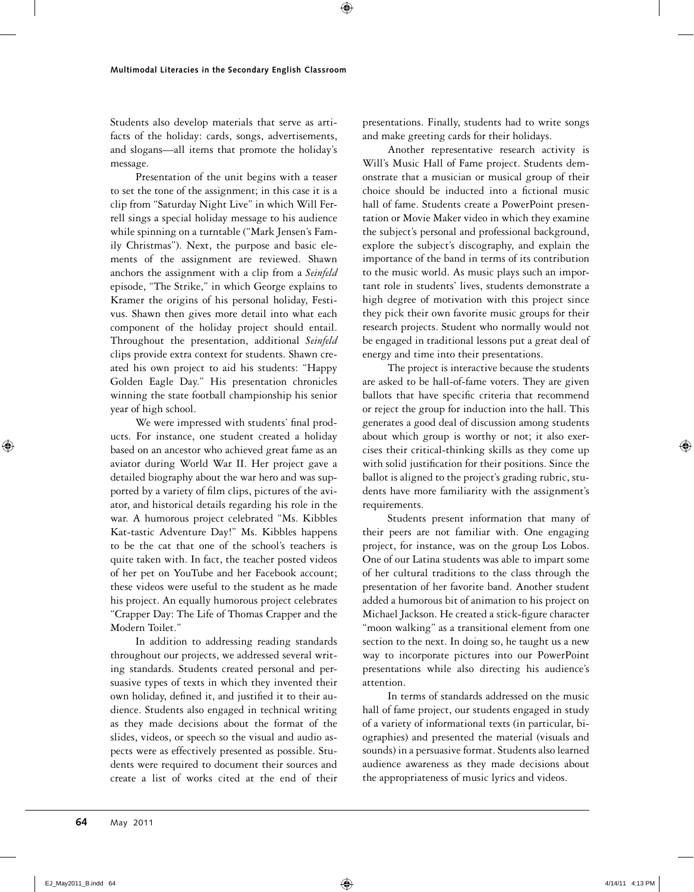Students also develop materials that serve as artifacts of the holiday: cards, songs, advertisements, and slogans—all items that promote the holiday's message.

Presentation of the unit begins with a teaser to set the tone of the assignment; in this case it is a clip from "Saturday Night Live" in which Will Ferrell sings a special holiday message to his audience while spinning on a turntable ("Mark Jensen's Family Christmas"). Next, the purpose and basic elements of the assignment are reviewed. Shawn anchors the assignment with a clip from a *Seinfeld* episode, "The Strike," in which George explains to Kramer the origins of his personal holiday, Festivus. Shawn then gives more detail into what each component of the holiday project should entail. Throughout the presentation, additional *Seinfeld* clips provide extra context for students. Shawn created his own project to aid his students: "Happy Golden Eagle Day." His presentation chronicles winning the state football championship his senior year of high school.

We were impressed with students' final products. For instance, one student created a holiday based on an ancestor who achieved great fame as an aviator during World War II. Her project gave a detailed biography about the war hero and was supported by a variety of film clips, pictures of the aviator, and historical details regarding his role in the war. A humorous project celebrated "Ms. Kibbles Kat-tastic Adventure Day!" Ms. Kibbles happens to be the cat that one of the school's teachers is quite taken with. In fact, the teacher posted videos of her pet on YouTube and her Facebook account; these videos were useful to the student as he made his project. An equally humorous project celebrates "Crapper Day: The Life of Thomas Crapper and the Modern Toilet."

In addition to addressing reading standards throughout our projects, we addressed several writing standards. Students created personal and persuasive types of texts in which they invented their own holiday, defined it, and justified it to their audience. Students also engaged in technical writing as they made decisions about the format of the slides, videos, or speech so the visual and audio aspects were as effectively presented as possible. Students were required to document their sources and create a list of works cited at the end of their presentations. Finally, students had to write songs and make greeting cards for their holidays.

Another representative research activity is Will's Music Hall of Fame project. Students demonstrate that a musician or musical group of their choice should be inducted into a fictional music hall of fame. Students create a PowerPoint presentation or Movie Maker video in which they examine the subject's personal and professional background, explore the subject's discography, and explain the importance of the band in terms of its contribution to the music world. As music plays such an important role in students' lives, students demonstrate a high degree of motivation with this project since they pick their own favorite music groups for their research projects. Student who normally would not be engaged in traditional lessons put a great deal of energy and time into their presentations.

The project is interactive because the students are asked to be hall-of-fame voters. They are given ballots that have specific criteria that recommend or reject the group for induction into the hall. This generates a good deal of discussion among students about which group is worthy or not; it also exercises their critical-thinking skills as they come up with solid justification for their positions. Since the ballot is aligned to the project's grading rubric, students have more familiarity with the assignment's requirements.

Students present information that many of their peers are not familiar with. One engaging project, for instance, was on the group Los Lobos. One of our Latina students was able to impart some of her cultural traditions to the class through the presentation of her favorite band. Another student added a humorous bit of animation to his project on Michael Jackson. He created a stick-figure character "moon walking" as a transitional element from one section to the next. In doing so, he taught us a new way to incorporate pictures into our PowerPoint presentations while also directing his audience's attention.

In terms of standards addressed on the music hall of fame project, our students engaged in study of a variety of informational texts (in particular, biographies) and presented the material (visuals and sounds) in a persuasive format. Students also learned audience awareness as they made decisions about the appropriateness of music lyrics and videos.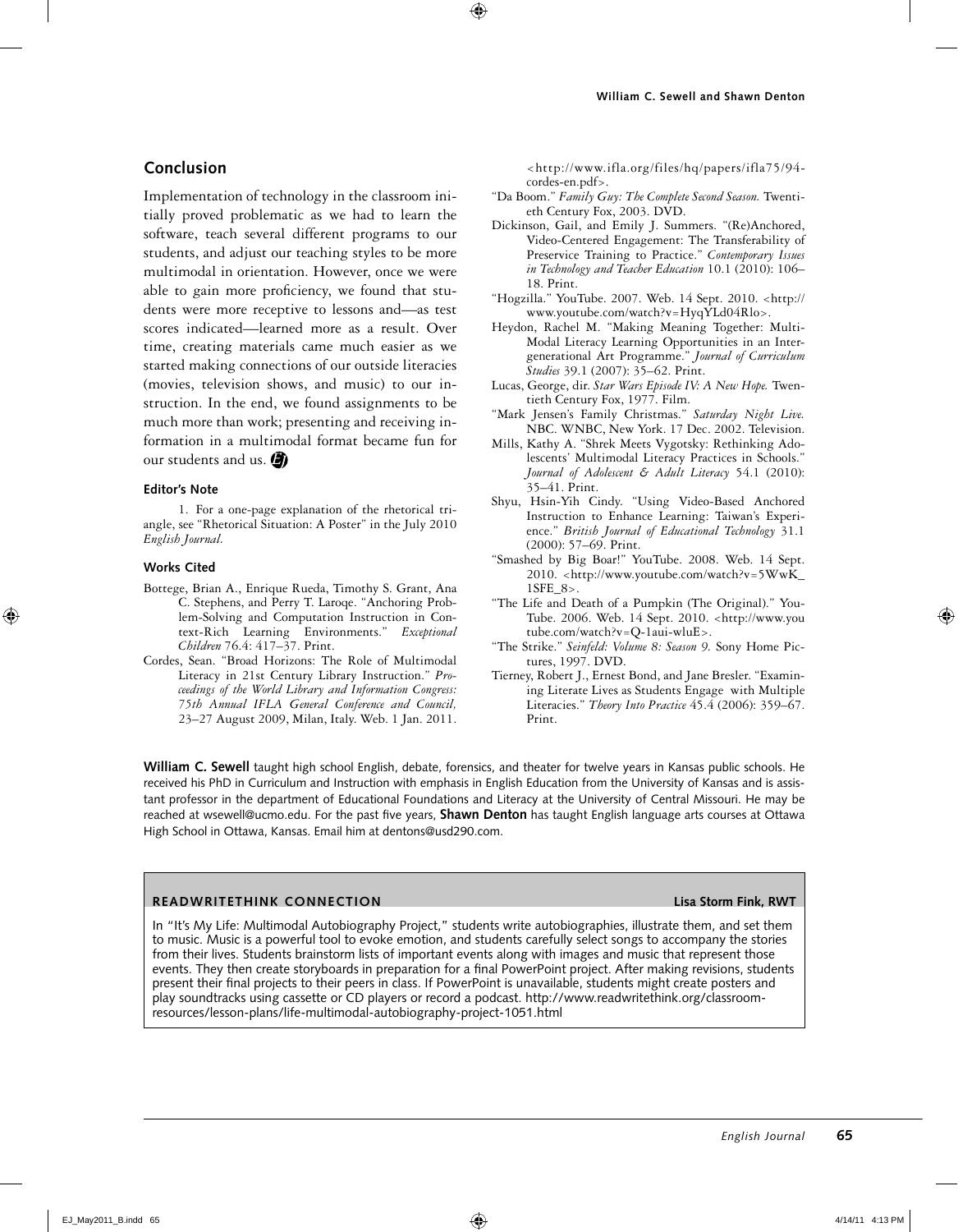## Conclusion

Implementation of technology in the classroom initially proved problematic as we had to learn the software, teach several different programs to our students, and adjust our teaching styles to be more multimodal in orientation. However, once we were able to gain more proficiency, we found that students were more receptive to lessons and—as test scores indicated—learned more as a result. Over time, creating materials came much easier as we started making connections of our outside literacies (movies, television shows, and music) to our instruction. In the end, we found assignments to be much more than work; presenting and receiving information in a multimodal format became fun for our students and us.

#### Editor's Note

1. For a one-page explanation of the rhetorical triangle, see "Rhetorical Situation: A Poster" in the July 2010 *English Journal.*

#### Works Cited

Bottege, Brian A., Enrique Rueda, Timothy S. Grant, Ana C. Stephens, and Perry T. Laroqe. "Anchoring Problem-Solving and Computation Instruction in Context-Rich Learning Environments." *Exceptional Children* 76.4: 417–37. Print.

Cordes, Sean. "Broad Horizons: The Role of Multimodal Literacy in 21st Century Library Instruction." *Proceedings of the World Library and Information Congress: 75th Annual IFLA General Conference and Council,* 23–27 August 2009, Milan, Italy. Web. 1 Jan. 2011. <http://www.ifla.org/files/hq/papers/ifla75/94-cordes-en.pdf>.

"Da Boom." *Family Guy: The Complete Second Season.* Twentieth Century Fox, 2003. DVD.

Dickinson, Gail, and Emily J. Summers. "(Re)Anchored, Video-Centered Engagement: The Transferability of Preservice Training to Practice." *Contemporary Issues in Technology and Teacher Education* 10.1 (2010): 106–18. Print.

"Hogzilla." YouTube. 2007. Web. 14 Sept. 2010. <http://www.youtube.com/watch?v=HyqYLd04Rlo>.

Heydon, Rachel M. "Making Meaning Together: Multi-Modal Literacy Learning Opportunities in an Intergenerational Art Programme." *Journal of Curriculum Studies* 39.1 (2007): 35–62. Print.

Lucas, George, dir. *Star Wars Episode IV: A New Hope.* Twentieth Century Fox, 1977. Film.

"Mark Jensen's Family Christmas." *Saturday Night Live.* NBC. WNBC, New York. 17 Dec. 2002. Television.

Mills, Kathy A. "Shrek Meets Vygotsky: Rethinking Adolescents' Multimodal Literacy Practices in Schools." *Journal of Adolescent & Adult Literacy* 54.1 (2010): 35–41. Print.

Shyu, Hsin-Yih Cindy. "Using Video-Based Anchored Instruction to Enhance Learning: Taiwan's Experience." *British Journal of Educational Technology* 31.1 (2000): 57–69. Print.

"Smashed by Big Boar!" YouTube. 2008. Web. 14 Sept. 2010. <http://www.youtube.com/watch?v=5WwK_1SFE_8>.

"The Life and Death of a Pumpkin (The Original)." YouTube. 2006. Web. 14 Sept. 2010. <http://www.youtube.com/watch?v=Q-1aui-wluE>.

"The Strike." *Seinfeld: Volume 8: Season 9.* Sony Home Pictures, 1997. DVD.

Tierney, Robert J., Ernest Bond, and Jane Bresler. "Examining Literate Lives as Students Engage with Multiple Literacies." *Theory Into Practice* 45.4 (2006): 359–67. Print.

**William C. Sewell** taught high school English, debate, forensics, and theater for twelve years in Kansas public schools. He received his PhD in Curriculum and Instruction with emphasis in English Education from the University of Kansas and is assistant professor in the department of Educational Foundations and Literacy at the University of Central Missouri. He may be reached at wsewell@ucmo.edu. For the past five years, **Shawn Denton** has taught English language arts courses at Ottawa High School in Ottawa, Kansas. Email him at dentons@usd290.com.

#### READWRITETHINK CONNECTION

**Lisa Storm Fink, RWT**

In "It's My Life: Multimodal Autobiography Project," students write autobiographies, illustrate them, and set them to music. Music is a powerful tool to evoke emotion, and students carefully select songs to accompany the stories from their lives. Students brainstorm lists of important events along with images and music that represent those events. They then create storyboards in preparation for a final PowerPoint project. After making revisions, students present their final projects to their peers in class. If PowerPoint is unavailable, students might create posters and play soundtracks using cassette or CD players or record a podcast. http://www.readwritethink.org/classroom-resources/lesson-plans/life-multimodal-autobiography-project-1051.html